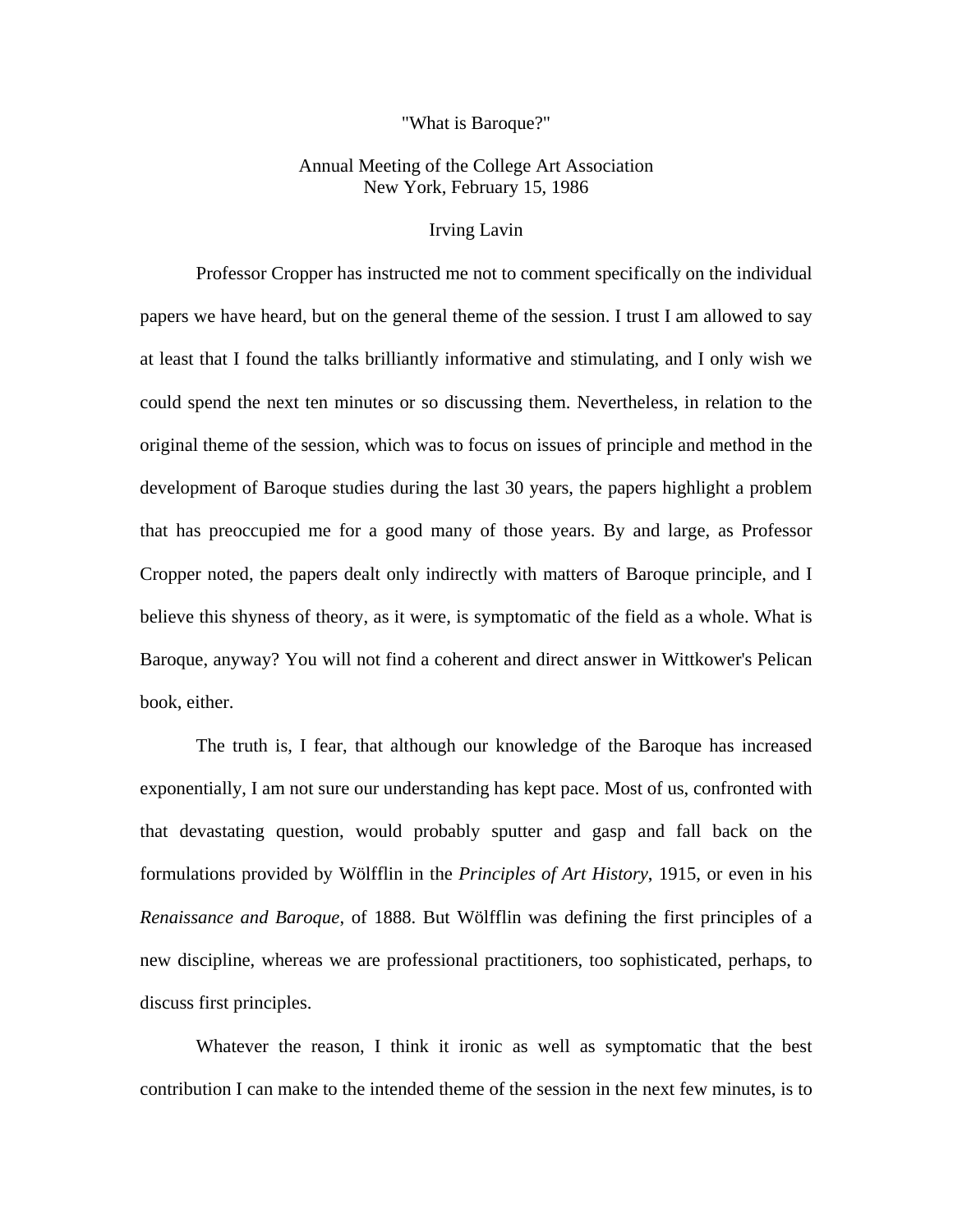# "What is Baroque?"

Annual Meeting of the College Art Association
New York, February 15, 1986

Irving Lavin

Professor Cropper has instructed me not to comment specifically on the individual papers we have heard, but on the general theme of the session. I trust I am allowed to say at least that I found the talks brilliantly informative and stimulating, and I only wish we could spend the next ten minutes or so discussing them. Nevertheless, in relation to the original theme of the session, which was to focus on issues of principle and method in the development of Baroque studies during the last 30 years, the papers highlight a problem that has preoccupied me for a good many of those years. By and large, as Professor Cropper noted, the papers dealt only indirectly with matters of Baroque principle, and I believe this shyness of theory, as it were, is symptomatic of the field as a whole. What is Baroque, anyway? You will not find a coherent and direct answer in Wittkower's Pelican book, either.

The truth is, I fear, that although our knowledge of the Baroque has increased exponentially, I am not sure our understanding has kept pace. Most of us, confronted with that devastating question, would probably sputter and gasp and fall back on the formulations provided by Wölfflin in the *Principles of Art History*, 1915, or even in his *Renaissance and Baroque*, of 1888. But Wölfflin was defining the first principles of a new discipline, whereas we are professional practitioners, too sophisticated, perhaps, to discuss first principles.

Whatever the reason, I think it ironic as well as symptomatic that the best contribution I can make to the intended theme of the session in the next few minutes, is to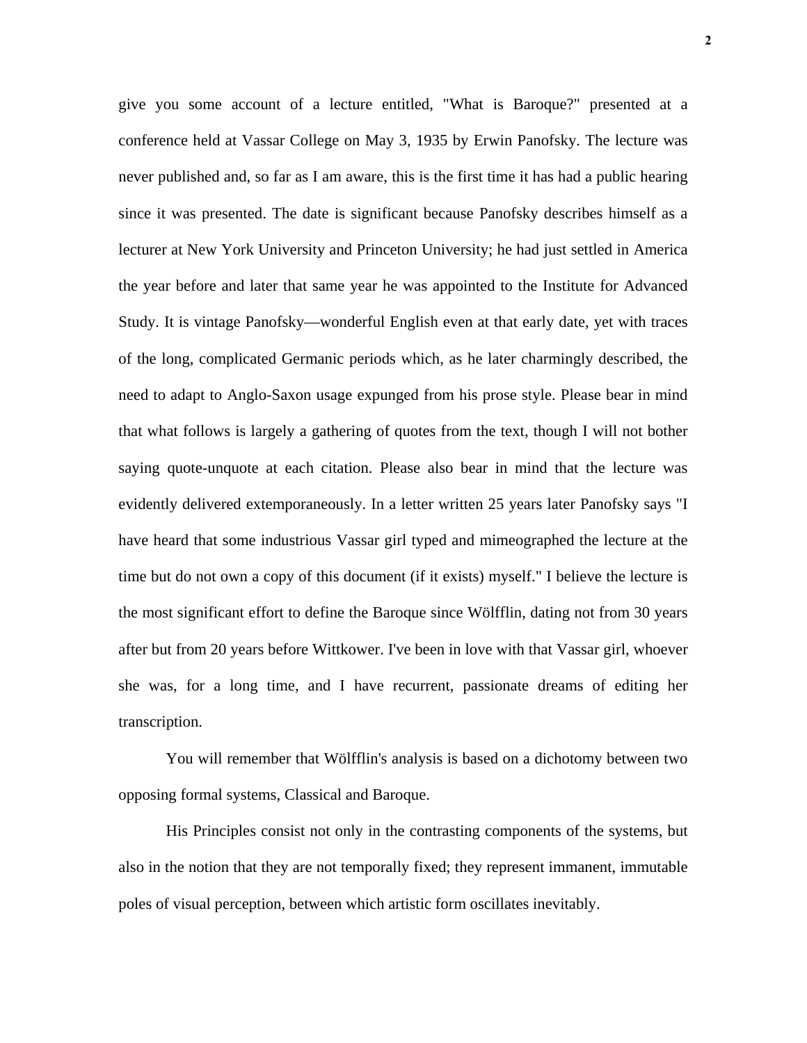give you some account of a lecture entitled, "What is Baroque?" presented at a conference held at Vassar College on May 3, 1935 by Erwin Panofsky. The lecture was never published and, so far as I am aware, this is the first time it has had a public hearing since it was presented. The date is significant because Panofsky describes himself as a lecturer at New York University and Princeton University; he had just settled in America the year before and later that same year he was appointed to the Institute for Advanced Study. It is vintage Panofsky—wonderful English even at that early date, yet with traces of the long, complicated Germanic periods which, as he later charmingly described, the need to adapt to Anglo-Saxon usage expunged from his prose style. Please bear in mind that what follows is largely a gathering of quotes from the text, though I will not bother saying quote-unquote at each citation. Please also bear in mind that the lecture was evidently delivered extemporaneously. In a letter written 25 years later Panofsky says "I have heard that some industrious Vassar girl typed and mimeographed the lecture at the time but do not own a copy of this document (if it exists) myself." I believe the lecture is the most significant effort to define the Baroque since Wölfflin, dating not from 30 years after but from 20 years before Wittkower. I've been in love with that Vassar girl, whoever she was, for a long time, and I have recurrent, passionate dreams of editing her transcription.

You will remember that Wölfflin's analysis is based on a dichotomy between two opposing formal systems, Classical and Baroque.

His Principles consist not only in the contrasting components of the systems, but also in the notion that they are not temporally fixed; they represent immanent, immutable poles of visual perception, between which artistic form oscillates inevitably.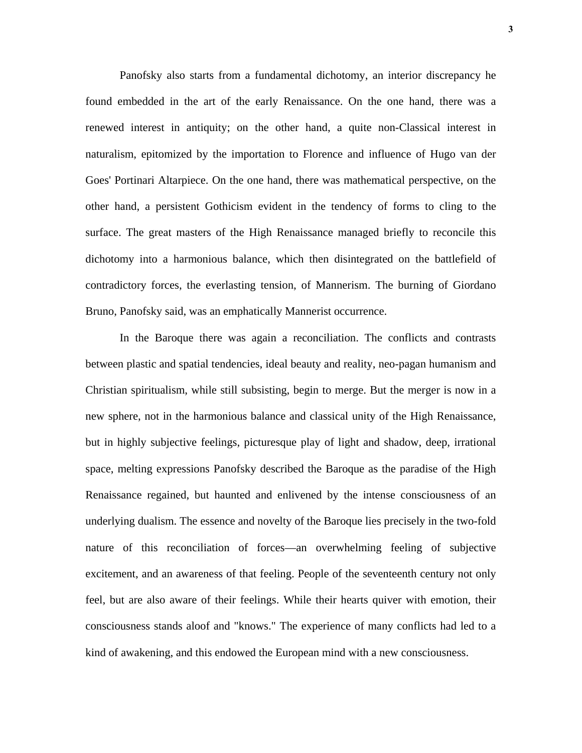Panofsky also starts from a fundamental dichotomy, an interior discrepancy he found embedded in the art of the early Renaissance. On the one hand, there was a renewed interest in antiquity; on the other hand, a quite non-Classical interest in naturalism, epitomized by the importation to Florence and influence of Hugo van der Goes' Portinari Altarpiece. On the one hand, there was mathematical perspective, on the other hand, a persistent Gothicism evident in the tendency of forms to cling to the surface. The great masters of the High Renaissance managed briefly to reconcile this dichotomy into a harmonious balance, which then disintegrated on the battlefield of contradictory forces, the everlasting tension, of Mannerism. The burning of Giordano Bruno, Panofsky said, was an emphatically Mannerist occurrence.

In the Baroque there was again a reconciliation. The conflicts and contrasts between plastic and spatial tendencies, ideal beauty and reality, neo-pagan humanism and Christian spiritualism, while still subsisting, begin to merge. But the merger is now in a new sphere, not in the harmonious balance and classical unity of the High Renaissance, but in highly subjective feelings, picturesque play of light and shadow, deep, irrational space, melting expressions Panofsky described the Baroque as the paradise of the High Renaissance regained, but haunted and enlivened by the intense consciousness of an underlying dualism. The essence and novelty of the Baroque lies precisely in the two-fold nature of this reconciliation of forces—an overwhelming feeling of subjective excitement, and an awareness of that feeling. People of the seventeenth century not only feel, but are also aware of their feelings. While their hearts quiver with emotion, their consciousness stands aloof and "knows." The experience of many conflicts had led to a kind of awakening, and this endowed the European mind with a new consciousness.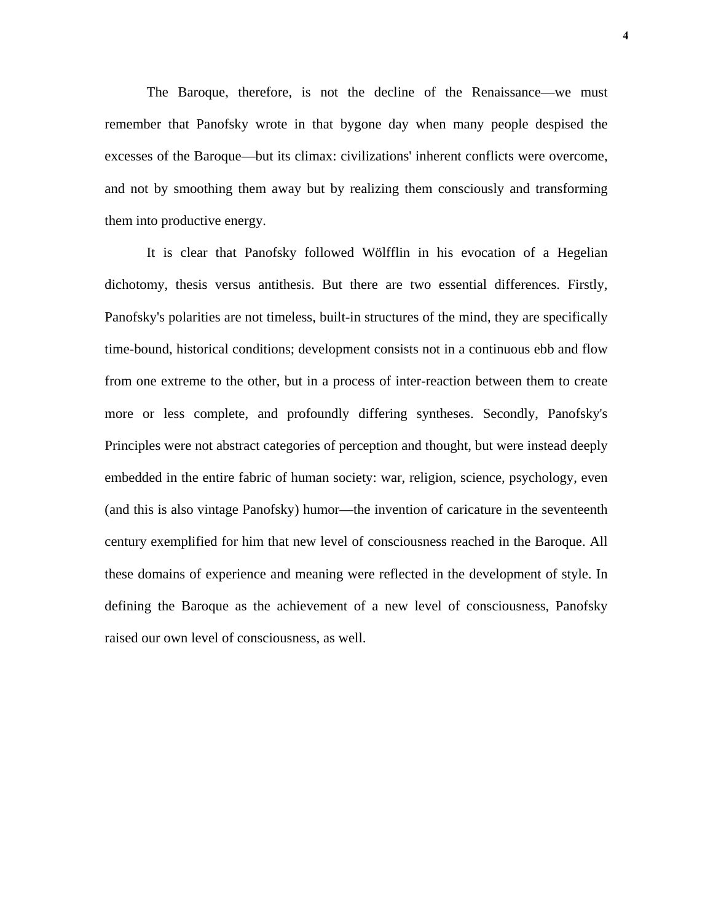The Baroque, therefore, is not the decline of the Renaissance—we must remember that Panofsky wrote in that bygone day when many people despised the excesses of the Baroque—but its climax: civilizations' inherent conflicts were overcome, and not by smoothing them away but by realizing them consciously and transforming them into productive energy.

It is clear that Panofsky followed Wölfflin in his evocation of a Hegelian dichotomy, thesis versus antithesis. But there are two essential differences. Firstly, Panofsky's polarities are not timeless, built-in structures of the mind, they are specifically time-bound, historical conditions; development consists not in a continuous ebb and flow from one extreme to the other, but in a process of inter-reaction between them to create more or less complete, and profoundly differing syntheses. Secondly, Panofsky's Principles were not abstract categories of perception and thought, but were instead deeply embedded in the entire fabric of human society: war, religion, science, psychology, even (and this is also vintage Panofsky) humor—the invention of caricature in the seventeenth century exemplified for him that new level of consciousness reached in the Baroque. All these domains of experience and meaning were reflected in the development of style. In defining the Baroque as the achievement of a new level of consciousness, Panofsky raised our own level of consciousness, as well.